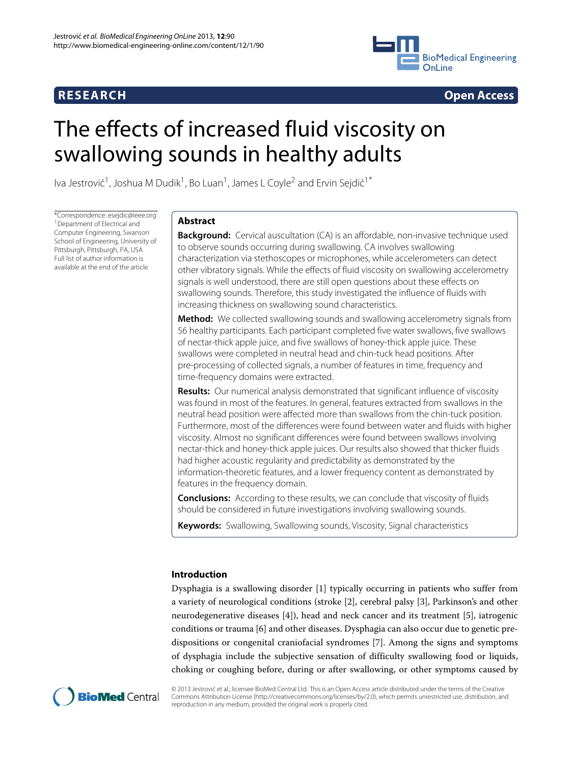**RESEARCH** **Open Access**

# The effects of increased fluid viscosity on swallowing sounds in healthy adults

Iva Jestrović[1], Joshua M Dudik[1], Bo Luan[1], James L Coyle[2] and Ervin Sejdić[1*]

*Correspondence: esejdic@ieee.org
[1]Department of Electrical and Computer Engineering, Swanson School of Engineering, University of Pittsburgh, Pittsburgh, PA, USA
Full list of author information is available at the end of the article

## Abstract

**Background:** Cervical auscultation (CA) is an affordable, non-invasive technique used to observe sounds occurring during swallowing. CA involves swallowing characterization via stethoscopes or microphones, while accelerometers can detect other vibratory signals. While the effects of fluid viscosity on swallowing accelerometry signals is well understood, there are still open questions about these effects on swallowing sounds. Therefore, this study investigated the influence of fluids with increasing thickness on swallowing sound characteristics.

**Method:** We collected swallowing sounds and swallowing accelerometry signals from 56 healthy participants. Each participant completed five water swallows, five swallows of nectar-thick apple juice, and five swallows of honey-thick apple juice. These swallows were completed in neutral head and chin-tuck head positions. After pre-processing of collected signals, a number of features in time, frequency and time-frequency domains were extracted.

**Results:** Our numerical analysis demonstrated that significant influence of viscosity was found in most of the features. In general, features extracted from swallows in the neutral head position were affected more than swallows from the chin-tuck position. Furthermore, most of the differences were found between water and fluids with higher viscosity. Almost no significant differences were found between swallows involving nectar-thick and honey-thick apple juices. Our results also showed that thicker fluids had higher acoustic regularity and predictability as demonstrated by the information-theoretic features, and a lower frequency content as demonstrated by features in the frequency domain.

**Conclusions:** According to these results, we can conclude that viscosity of fluids should be considered in future investigations involving swallowing sounds.

**Keywords:** Swallowing, Swallowing sounds, Viscosity, Signal characteristics

## Introduction

Dysphagia is a swallowing disorder [1] typically occurring in patients who suffer from a variety of neurological conditions (stroke [2], cerebral palsy [3], Parkinson's and other neurodegenerative diseases [4]), head and neck cancer and its treatment [5], iatrogenic conditions or trauma [6] and other diseases. Dysphagia can also occur due to genetic predispositions or congenital craniofacial syndromes [7]. Among the signs and symptoms of dysphagia include the subjective sensation of difficulty swallowing food or liquids, choking or coughing before, during or after swallowing, or other symptoms caused by

© 2013 Jestrović et al.; licensee BioMed Central Ltd. This is an Open Access article distributed under the terms of the Creative Commons Attribution License (http://creativecommons.org/licenses/by/2.0), which permits unrestricted use, distribution, and reproduction in any medium, provided the original work is properly cited.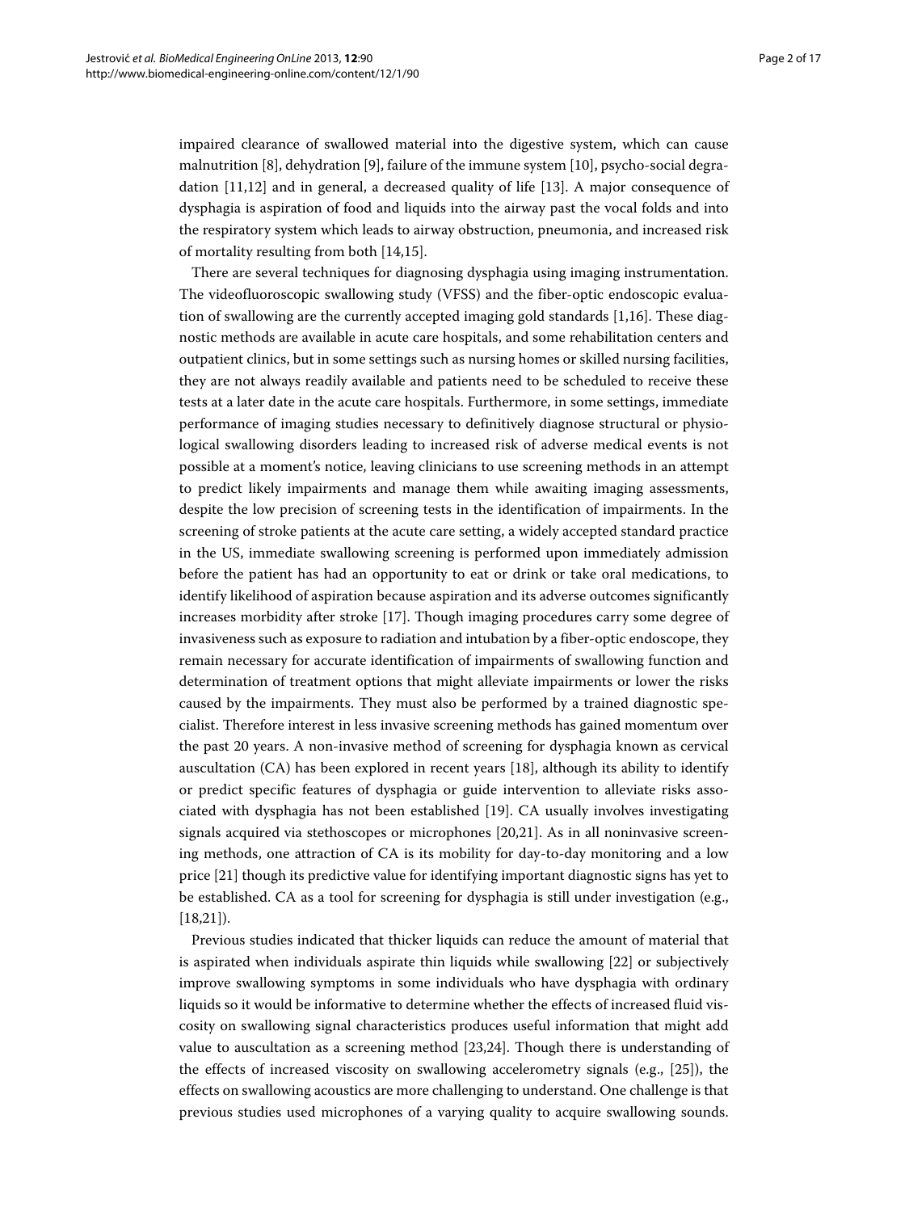impaired clearance of swallowed material into the digestive system, which can cause malnutrition [8], dehydration [9], failure of the immune system [10], psycho-social degradation [11,12] and in general, a decreased quality of life [13]. A major consequence of dysphagia is aspiration of food and liquids into the airway past the vocal folds and into the respiratory system which leads to airway obstruction, pneumonia, and increased risk of mortality resulting from both [14,15].

There are several techniques for diagnosing dysphagia using imaging instrumentation. The videofluoroscopic swallowing study (VFSS) and the fiber-optic endoscopic evaluation of swallowing are the currently accepted imaging gold standards [1,16]. These diagnostic methods are available in acute care hospitals, and some rehabilitation centers and outpatient clinics, but in some settings such as nursing homes or skilled nursing facilities, they are not always readily available and patients need to be scheduled to receive these tests at a later date in the acute care hospitals. Furthermore, in some settings, immediate performance of imaging studies necessary to definitively diagnose structural or physiological swallowing disorders leading to increased risk of adverse medical events is not possible at a moment's notice, leaving clinicians to use screening methods in an attempt to predict likely impairments and manage them while awaiting imaging assessments, despite the low precision of screening tests in the identification of impairments. In the screening of stroke patients at the acute care setting, a widely accepted standard practice in the US, immediate swallowing screening is performed upon immediately admission before the patient has had an opportunity to eat or drink or take oral medications, to identify likelihood of aspiration because aspiration and its adverse outcomes significantly increases morbidity after stroke [17]. Though imaging procedures carry some degree of invasiveness such as exposure to radiation and intubation by a fiber-optic endoscope, they remain necessary for accurate identification of impairments of swallowing function and determination of treatment options that might alleviate impairments or lower the risks caused by the impairments. They must also be performed by a trained diagnostic specialist. Therefore interest in less invasive screening methods has gained momentum over the past 20 years. A non-invasive method of screening for dysphagia known as cervical auscultation (CA) has been explored in recent years [18], although its ability to identify or predict specific features of dysphagia or guide intervention to alleviate risks associated with dysphagia has not been established [19]. CA usually involves investigating signals acquired via stethoscopes or microphones [20,21]. As in all noninvasive screening methods, one attraction of CA is its mobility for day-to-day monitoring and a low price [21] though its predictive value for identifying important diagnostic signs has yet to be established. CA as a tool for screening for dysphagia is still under investigation (e.g., [18,21]).

Previous studies indicated that thicker liquids can reduce the amount of material that is aspirated when individuals aspirate thin liquids while swallowing [22] or subjectively improve swallowing symptoms in some individuals who have dysphagia with ordinary liquids so it would be informative to determine whether the effects of increased fluid viscosity on swallowing signal characteristics produces useful information that might add value to auscultation as a screening method [23,24]. Though there is understanding of the effects of increased viscosity on swallowing accelerometry signals (e.g., [25]), the effects on swallowing acoustics are more challenging to understand. One challenge is that previous studies used microphones of a varying quality to acquire swallowing sounds.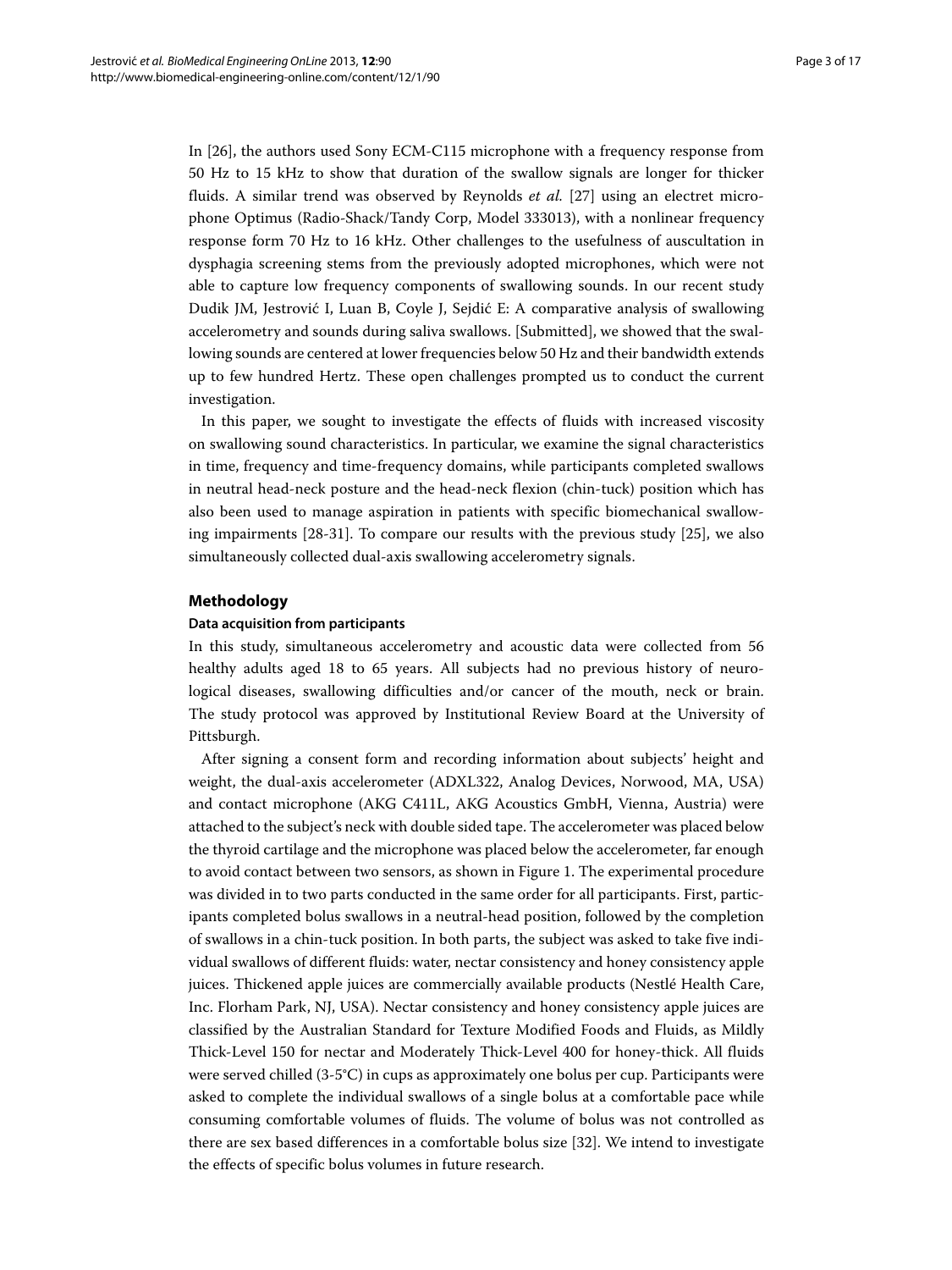In [26], the authors used Sony ECM-C115 microphone with a frequency response from 50 Hz to 15 kHz to show that duration of the swallow signals are longer for thicker fluids. A similar trend was observed by Reynolds *et al.* [27] using an electret microphone Optimus (Radio-Shack/Tandy Corp, Model 333013), with a nonlinear frequency response form 70 Hz to 16 kHz. Other challenges to the usefulness of auscultation in dysphagia screening stems from the previously adopted microphones, which were not able to capture low frequency components of swallowing sounds. In our recent study Dudik JM, Jestrović I, Luan B, Coyle J, Sejdić E: A comparative analysis of swallowing accelerometry and sounds during saliva swallows. [Submitted], we showed that the swallowing sounds are centered at lower frequencies below 50 Hz and their bandwidth extends up to few hundred Hertz. These open challenges prompted us to conduct the current investigation.

In this paper, we sought to investigate the effects of fluids with increased viscosity on swallowing sound characteristics. In particular, we examine the signal characteristics in time, frequency and time-frequency domains, while participants completed swallows in neutral head-neck posture and the head-neck flexion (chin-tuck) position which has also been used to manage aspiration in patients with specific biomechanical swallowing impairments [28-31]. To compare our results with the previous study [25], we also simultaneously collected dual-axis swallowing accelerometry signals.

## Methodology

### Data acquisition from participants

In this study, simultaneous accelerometry and acoustic data were collected from 56 healthy adults aged 18 to 65 years. All subjects had no previous history of neurological diseases, swallowing difficulties and/or cancer of the mouth, neck or brain. The study protocol was approved by Institutional Review Board at the University of Pittsburgh.

After signing a consent form and recording information about subjects' height and weight, the dual-axis accelerometer (ADXL322, Analog Devices, Norwood, MA, USA) and contact microphone (AKG C411L, AKG Acoustics GmbH, Vienna, Austria) were attached to the subject's neck with double sided tape. The accelerometer was placed below the thyroid cartilage and the microphone was placed below the accelerometer, far enough to avoid contact between two sensors, as shown in Figure 1. The experimental procedure was divided in to two parts conducted in the same order for all participants. First, participants completed bolus swallows in a neutral-head position, followed by the completion of swallows in a chin-tuck position. In both parts, the subject was asked to take five individual swallows of different fluids: water, nectar consistency and honey consistency apple juices. Thickened apple juices are commercially available products (Nestlé Health Care, Inc. Florham Park, NJ, USA). Nectar consistency and honey consistency apple juices are classified by the Australian Standard for Texture Modified Foods and Fluids, as Mildly Thick-Level 150 for nectar and Moderately Thick-Level 400 for honey-thick. All fluids were served chilled (3-5°C) in cups as approximately one bolus per cup. Participants were asked to complete the individual swallows of a single bolus at a comfortable pace while consuming comfortable volumes of fluids. The volume of bolus was not controlled as there are sex based differences in a comfortable bolus size [32]. We intend to investigate the effects of specific bolus volumes in future research.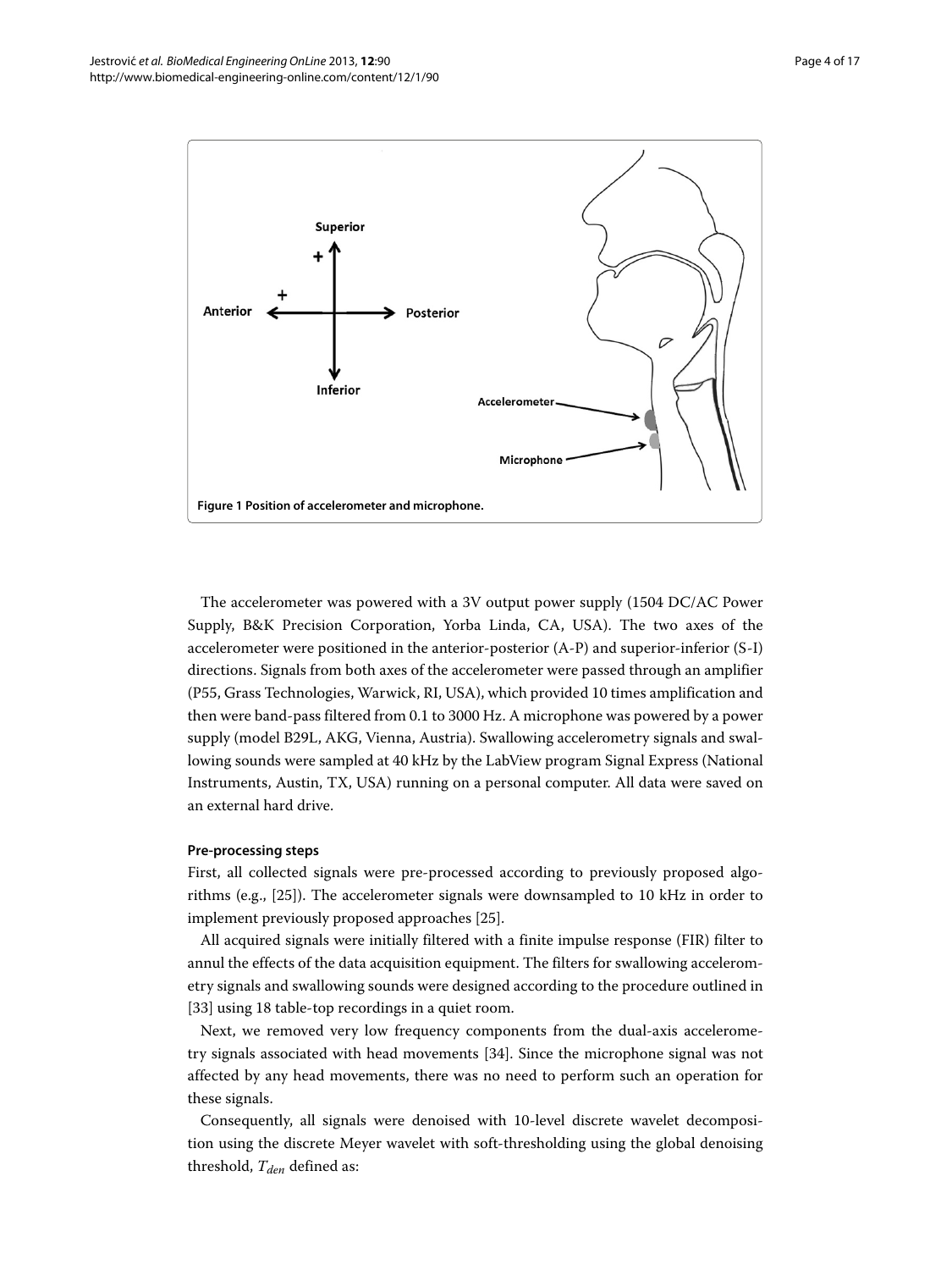Figure 1 Position of accelerometer and microphone.

The accelerometer was powered with a 3V output power supply (1504 DC/AC Power Supply, B&K Precision Corporation, Yorba Linda, CA, USA). The two axes of the accelerometer were positioned in the anterior-posterior (A-P) and superior-inferior (S-I) directions. Signals from both axes of the accelerometer were passed through an amplifier (P55, Grass Technologies, Warwick, RI, USA), which provided 10 times amplification and then were band-pass filtered from 0.1 to 3000 Hz. A microphone was powered by a power supply (model B29L, AKG, Vienna, Austria). Swallowing accelerometry signals and swallowing sounds were sampled at 40 kHz by the LabView program Signal Express (National Instruments, Austin, TX, USA) running on a personal computer. All data were saved on an external hard drive.

#### Pre-processing steps

First, all collected signals were pre-processed according to previously proposed algorithms (e.g., [25]). The accelerometer signals were downsampled to 10 kHz in order to implement previously proposed approaches [25].

All acquired signals were initially filtered with a finite impulse response (FIR) filter to annul the effects of the data acquisition equipment. The filters for swallowing accelerometry signals and swallowing sounds were designed according to the procedure outlined in [33] using 18 table-top recordings in a quiet room.

Next, we removed very low frequency components from the dual-axis accelerometry signals associated with head movements [34]. Since the microphone signal was not affected by any head movements, there was no need to perform such an operation for these signals.

Consequently, all signals were denoised with 10-level discrete wavelet decomposition using the discrete Meyer wavelet with soft-thresholding using the global denoising threshold, $T_{den}$ defined as: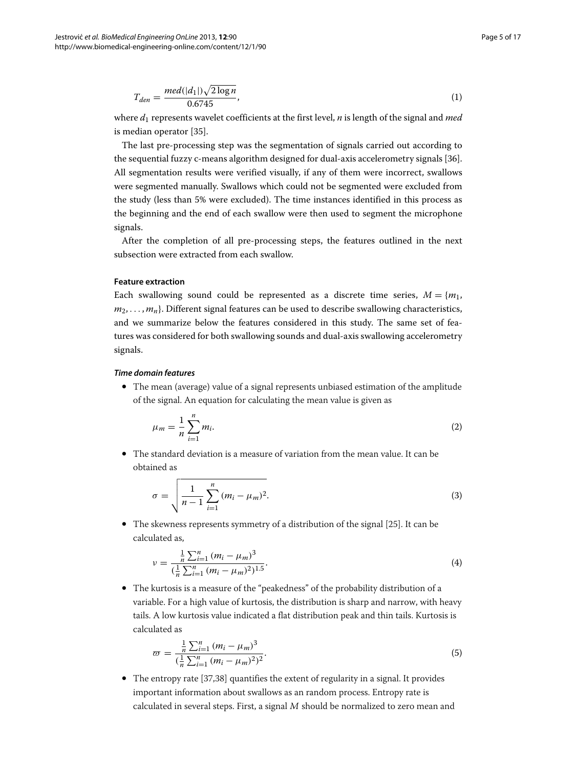$$T_{den} = \frac{med(|d_1|)\sqrt{2\log n}}{0.6745}, \tag{1}$$

where $d_1$ represents wavelet coefficients at the first level, $n$ is length of the signal and *med* is median operator [35].

The last pre-processing step was the segmentation of signals carried out according to the sequential fuzzy c-means algorithm designed for dual-axis accelerometry signals [36]. All segmentation results were verified visually, if any of them were incorrect, swallows were segmented manually. Swallows which could not be segmented were excluded from the study (less than 5% were excluded). The time instances identified in this process as the beginning and the end of each swallow were then used to segment the microphone signals.

After the completion of all pre-processing steps, the features outlined in the next subsection were extracted from each swallow.

#### Feature extraction

Each swallowing sound could be represented as a discrete time series, $M = \{m_1, m_2, \ldots, m_n\}$. Different signal features can be used to describe swallowing characteristics, and we summarize below the features considered in this study. The same set of features was considered for both swallowing sounds and dual-axis swallowing accelerometry signals.

##### *Time domain features*

- The mean (average) value of a signal represents unbiased estimation of the amplitude of the signal. An equation for calculating the mean value is given as

$$\mu_m = \frac{1}{n}\sum_{i=1}^{n} m_i. \tag{2}$$

- The standard deviation is a measure of variation from the mean value. It can be obtained as

$$\sigma = \sqrt{\frac{1}{n-1}\sum_{i=1}^{n}(m_i - \mu_m)^2}. \tag{3}$$

- The skewness represents symmetry of a distribution of the signal [25]. It can be calculated as,

$$\nu = \frac{\frac{1}{n}\sum_{i=1}^{n}(m_i - \mu_m)^3}{(\frac{1}{n}\sum_{i=1}^{n}(m_i - \mu_m)^2)^{1.5}}. \tag{4}$$

- The kurtosis is a measure of the "peakedness" of the probability distribution of a variable. For a high value of kurtosis, the distribution is sharp and narrow, with heavy tails. A low kurtosis value indicated a flat distribution peak and thin tails. Kurtosis is calculated as

$$\varpi = \frac{\frac{1}{n}\sum_{i=1}^{n}(m_i - \mu_m)^3}{(\frac{1}{n}\sum_{i=1}^{n}(m_i - \mu_m)^2)^2}. \tag{5}$$

- The entropy rate [37,38] quantifies the extent of regularity in a signal. It provides important information about swallows as an random process. Entropy rate is calculated in several steps. First, a signal $M$ should be normalized to zero mean and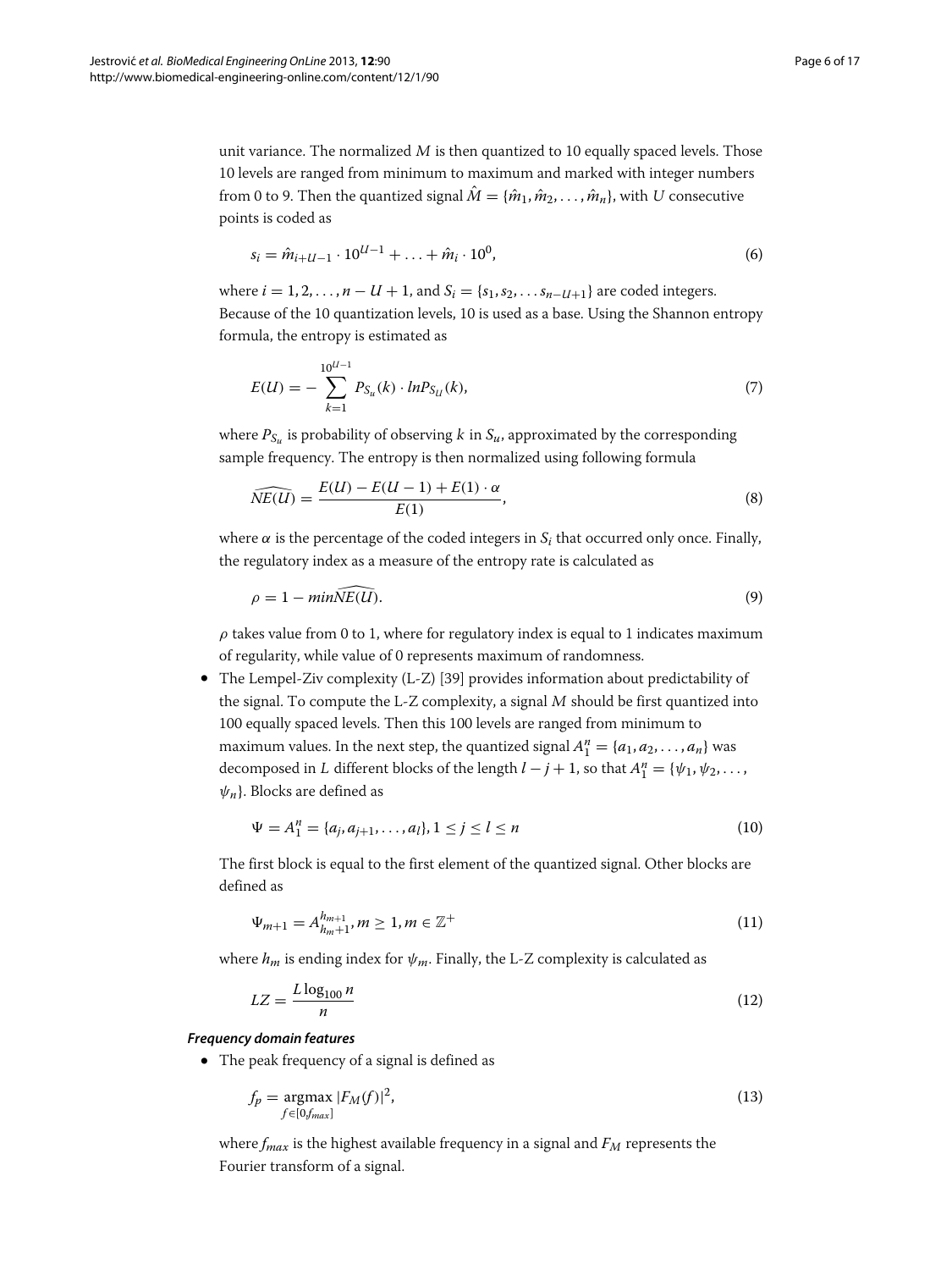unit variance. The normalized $M$ is then quantized to 10 equally spaced levels. Those 10 levels are ranged from minimum to maximum and marked with integer numbers from 0 to 9. Then the quantized signal $\hat{M} = \{\hat{m}_1, \hat{m}_2, \ldots, \hat{m}_n\}$, with $U$ consecutive points is coded as

$$s_i = \hat{m}_{i+U-1} \cdot 10^{U-1} + \ldots + \hat{m}_i \cdot 10^0, \tag{6}$$

where $i = 1, 2, \ldots, n - U + 1$, and $S_i = \{s_1, s_2, \ldots s_{n-U+1}\}$ are coded integers. Because of the 10 quantization levels, 10 is used as a base. Using the Shannon entropy formula, the entropy is estimated as

$$E(U) = -\sum_{k=1}^{10^{U-1}} P_{S_u}(k) \cdot lnP_{S_U}(k), \tag{7}$$

where $P_{S_u}$ is probability of observing $k$ in $S_u$, approximated by the corresponding sample frequency. The entropy is then normalized using following formula

$$\widehat{NE(U)} = \frac{E(U) - E(U-1) + E(1) \cdot \alpha}{E(1)}, \tag{8}$$

where $\alpha$ is the percentage of the coded integers in $S_i$ that occurred only once. Finally, the regulatory index as a measure of the entropy rate is calculated as

$$\rho = 1 - min\widehat{NE(U)}. \tag{9}$$

$\rho$ takes value from 0 to 1, where for regulatory index is equal to 1 indicates maximum of regularity, while value of 0 represents maximum of randomness.

- The Lempel-Ziv complexity (L-Z) [39] provides information about predictability of the signal. To compute the L-Z complexity, a signal $M$ should be first quantized into 100 equally spaced levels. Then this 100 levels are ranged from minimum to maximum values. In the next step, the quantized signal $A_1^n = \{a_1, a_2, \ldots, a_n\}$ was decomposed in $L$ different blocks of the length $l - j + 1$, so that $A_1^n = \{\psi_1, \psi_2, \ldots, \psi_n\}$. Blocks are defined as

$$\Psi = A_1^n = \{a_j, a_{j+1}, \ldots, a_l\}, 1 \leq j \leq l \leq n \tag{10}$$

The first block is equal to the first element of the quantized signal. Other blocks are defined as

$$\Psi_{m+1} = A_{h_m+1}^{h_{m+1}}, m \geq 1, m \in \mathbb{Z}^+ \tag{11}$$

where $h_m$ is ending index for $\psi_m$. Finally, the L-Z complexity is calculated as

$$LZ = \frac{L \log_{100} n}{n} \tag{12}$$

***Frequency domain features***

- The peak frequency of a signal is defined as

$$f_p = \underset{f \in [0, f_{max}]}{\operatorname{argmax}} |F_M(f)|^2, \tag{13}$$

where $f_{max}$ is the highest available frequency in a signal and $F_M$ represents the Fourier transform of a signal.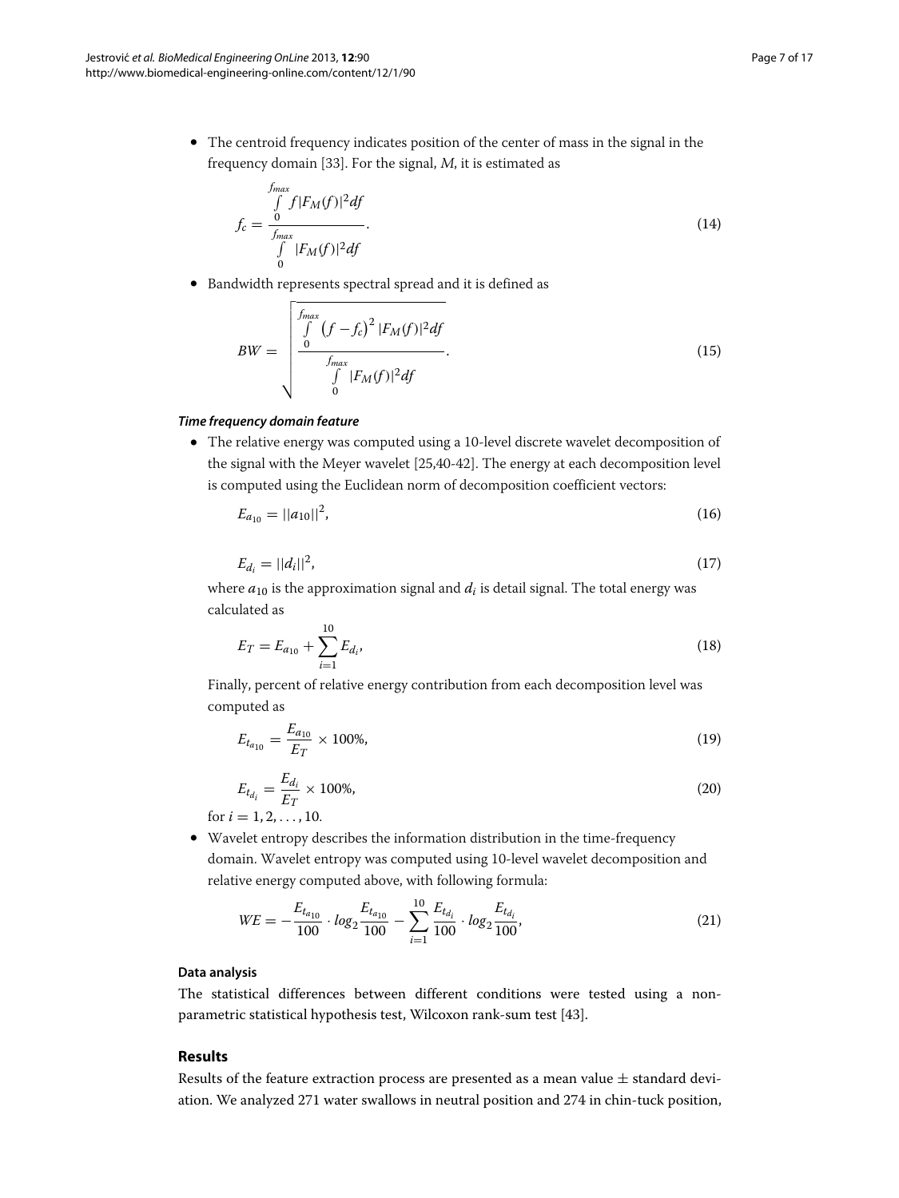- The centroid frequency indicates position of the center of mass in the signal in the frequency domain [33]. For the signal, $M$, it is estimated as

$$f_c = \frac{\int_0^{f_{max}} f|F_M(f)|^2 df}{\int_0^{f_{max}} |F_M(f)|^2 df}. \tag{14}$$

- Bandwidth represents spectral spread and it is defined as

$$BW = \sqrt{\frac{\int_0^{f_{max}} \left(f - f_c\right)^2 |F_M(f)|^2 df}{\int_0^{f_{max}} |F_M(f)|^2 df}}. \tag{15}$$

#### *Time frequency domain feature*

- The relative energy was computed using a 10-level discrete wavelet decomposition of the signal with the Meyer wavelet [25,40-42]. The energy at each decomposition level is computed using the Euclidean norm of decomposition coefficient vectors:

$$E_{a_{10}} = ||a_{10}||^2, \tag{16}$$

$$E_{d_i} = ||d_i||^2, \tag{17}$$

where $a_{10}$ is the approximation signal and $d_i$ is detail signal. The total energy was calculated as

$$E_T = E_{a_{10}} + \sum_{i=1}^{10} E_{d_i}, \tag{18}$$

Finally, percent of relative energy contribution from each decomposition level was computed as

$$E_{t_{a_{10}}} = \frac{E_{a_{10}}}{E_T} \times 100\%, \tag{19}$$

$$E_{t_{d_i}} = \frac{E_{d_i}}{E_T} \times 100\%, \tag{20}$$

for $i = 1, 2, \ldots, 10$.

- Wavelet entropy describes the information distribution in the time-frequency domain. Wavelet entropy was computed using 10-level wavelet decomposition and relative energy computed above, with following formula:

$$WE = -\frac{E_{t_{a_{10}}}}{100} \cdot log_2 \frac{E_{t_{a_{10}}}}{100} - \sum_{i=1}^{10} \frac{E_{t_{d_i}}}{100} \cdot log_2 \frac{E_{t_{d_i}}}{100}, \tag{21}$$

### Data analysis

The statistical differences between different conditions were tested using a non-parametric statistical hypothesis test, Wilcoxon rank-sum test [43].

## Results

Results of the feature extraction process are presented as a mean value ± standard deviation. We analyzed 271 water swallows in neutral position and 274 in chin-tuck position,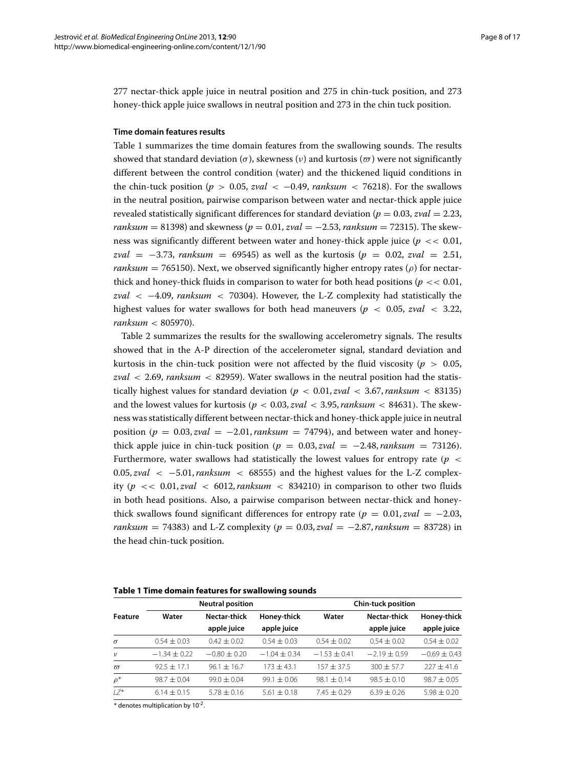277 nectar-thick apple juice in neutral position and 275 in chin-tuck position, and 273 honey-thick apple juice swallows in neutral position and 273 in the chin tuck position.

### Time domain features results

Table 1 summarizes the time domain features from the swallowing sounds. The results showed that standard deviation ($\sigma$), skewness ($\nu$) and kurtosis ($\varpi$) were not significantly different between the control condition (water) and the thickened liquid conditions in the chin-tuck position ($p > 0.05$, $zval < -0.49$, $ranksum < 76218$). For the swallows in the neutral position, pairwise comparison between water and nectar-thick apple juice revealed statistically significant differences for standard deviation ($p = 0.03$, $zval = 2.23$, $ranksum = 81398$) and skewness ($p = 0.01$, $zval = -2.53$, $ranksum = 72315$). The skewness was significantly different between water and honey-thick apple juice ($p << 0.01$, $zval = -3.73$, $ranksum = 69545$) as well as the kurtosis ($p = 0.02$, $zval = 2.51$, $ranksum = 765150$). Next, we observed significantly higher entropy rates ($\rho$) for nectar-thick and honey-thick fluids in comparison to water for both head positions ($p << 0.01$, $zval < -4.09$, $ranksum < 70304$). However, the L-Z complexity had statistically the highest values for water swallows for both head maneuvers ($p < 0.05$, $zval < 3.22$, $ranksum < 805970$).

Table 2 summarizes the results for the swallowing accelerometry signals. The results showed that in the A-P direction of the accelerometer signal, standard deviation and kurtosis in the chin-tuck position were not affected by the fluid viscosity ($p > 0.05$, $zval < 2.69$, $ranksum < 82959$). Water swallows in the neutral position had the statistically highest values for standard deviation ($p < 0.01, zval < 3.67, ranksum < 83135$) and the lowest values for kurtosis ($p < 0.03, zval < 3.95, ranksum < 84631$). The skewness was statistically different between nectar-thick and honey-thick apple juice in neutral position ($p = 0.03, zval = -2.01, ranksum = 74794$), and between water and honey-thick apple juice in chin-tuck position ($p = 0.03, zval = -2.48, ranksum = 73126$). Furthermore, water swallows had statistically the lowest values for entropy rate ($p < 0.05, zval < -5.01, ranksum < 68555$) and the highest values for the L-Z complexity ($p << 0.01, zval < 6012, ranksum < 834210$) in comparison to other two fluids in both head positions. Also, a pairwise comparison between nectar-thick and honey-thick swallows found significant differences for entropy rate ($p = 0.01, zval = -2.03, ranksum = 74383$) and L-Z complexity ($p = 0.03, zval = -2.87, ranksum = 83728$) in the head chin-tuck position.

**Table 1 Time domain features for swallowing sounds**

| Feature | Neutral position | | | Chin-tuck position | | |
|---|---|---|---|---|---|---|
| | Water | Nectar-thick apple juice | Honey-thick apple juice | Water | Nectar-thick apple juice | Honey-thick apple juice |
| $\sigma$ | $0.54 \pm 0.03$ | $0.42 \pm 0.02$ | $0.54 \pm 0.03$ | $0.54 \pm 0.02$ | $0.54 \pm 0.02$ | $0.54 \pm 0.02$ |
| $\nu$ | $-1.34 \pm 0.22$ | $-0.80 \pm 0.20$ | $-1.04 \pm 0.34$ | $-1.53 \pm 0.41$ | $-2.19 \pm 0.59$ | $-0.69 \pm 0.43$ |
| $\varpi$ | $92.5 \pm 17.1$ | $96.1 \pm 16.7$ | $173 \pm 43.1$ | $157 \pm 37.5$ | $300 \pm 57.7$ | $227 \pm 41.6$ |
| $\rho$* | $98.7 \pm 0.04$ | $99.0 \pm 0.04$ | $99.1 \pm 0.06$ | $98.1 \pm 0.14$ | $98.5 \pm 0.10$ | $98.7 \pm 0.05$ |
| $LZ$* | $6.14 \pm 0.15$ | $5.78 \pm 0.16$ | $5.61 \pm 0.18$ | $7.45 \pm 0.29$ | $6.39 \pm 0.26$ | $5.98 \pm 0.20$ |

\* denotes multiplication by $10^{-2}$.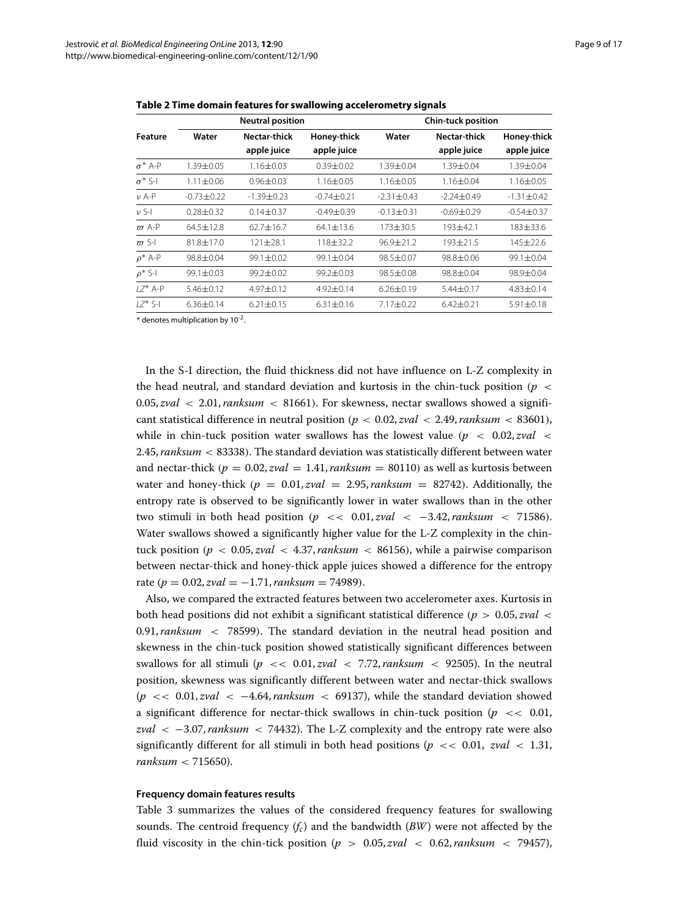**Table 2 Time domain features for swallowing accelerometry signals**

| Feature | Neutral position | | | Chin-tuck position | | |
|---|---|---|---|---|---|---|
| | Water | Nectar-thick apple juice | Honey-thick apple juice | Water | Nectar-thick apple juice | Honey-thick apple juice |
| $\sigma^*$ A-P | 1.39±0.05 | 1.16±0.03 | 0.39±0.02 | 1.39±0.04 | 1.39±0.04 | 1.39±0.04 |
| $\sigma^*$ S-I | 1.11±0.06 | 0.96±0.03 | 1.16±0.05 | 1.16±0.05 | 1.16±0.04 | 1.16±0.05 |
| $\nu$ A-P | -0.73±0.22 | -1.39±0.23 | -0.74±0.21 | -2.31±0.43 | -2.24±0.49 | -1.31±0.42 |
| $\nu$ S-I | 0.28±0.32 | 0.14±0.37 | -0.49±0.39 | -0.13±0.31 | -0.69±0.29 | -0.54±0.37 |
| $\varpi$ A-P | 64.5±12.8 | 62.7±16.7 | 64.1±13.6 | 173±30.5 | 193±42.1 | 183±33.6 |
| $\varpi$ S-I | 81.8±17.0 | 121±28.1 | 118±32.2 | 96.9±21.2 | 193±21.5 | 145±22.6 |
| $\rho^*$ A-P | 98.8±0.04 | 99.1±0.02 | 99.1±0.04 | 98.5±0.07 | 98.8±0.06 | 99.1±0.04 |
| $\rho^*$ S-I | 99.1±0.03 | 99.2±0.02 | 99.2±0.03 | 98.5±0.08 | 98.8±0.04 | 98.9±0.04 |
| $LZ^*$ A-P | 5.46±0.12 | 4.97±0.12 | 4.92±0.14 | 6.26±0.19 | 5.44±0.17 | 4.83±0.14 |
| $LZ^*$ S-I | 6.36±0.14 | 6.21±0.15 | 6.31±0.16 | 7.17±0.22 | 6.42±0.21 | 5.91±0.18 |

* denotes multiplication by $10^{-2}$.

In the S-I direction, the fluid thickness did not have influence on L-Z complexity in the head neutral, and standard deviation and kurtosis in the chin-tuck position ($p < 0.05, zval < 2.01, ranksum < 81661$). For skewness, nectar swallows showed a significant statistical difference in neutral position ($p < 0.02, zval < 2.49, ranksum < 83601$), while in chin-tuck position water swallows has the lowest value ($p < 0.02, zval < 2.45, ranksum < 83338$). The standard deviation was statistically different between water and nectar-thick ($p = 0.02, zval = 1.41, ranksum = 80110$) as well as kurtosis between water and honey-thick ($p = 0.01, zval = 2.95, ranksum = 82742$). Additionally, the entropy rate is observed to be significantly lower in water swallows than in the other two stimuli in both head position ($p << 0.01, zval < -3.42, ranksum < 71586$). Water swallows showed a significantly higher value for the L-Z complexity in the chin-tuck position ($p < 0.05, zval < 4.37, ranksum < 86156$), while a pairwise comparison between nectar-thick and honey-thick apple juices showed a difference for the entropy rate ($p = 0.02, zval = -1.71, ranksum = 74989$).

Also, we compared the extracted features between two accelerometer axes. Kurtosis in both head positions did not exhibit a significant statistical difference ($p > 0.05, zval < 0.91, ranksum < 78599$). The standard deviation in the neutral head position and skewness in the chin-tuck position showed statistically significant differences between swallows for all stimuli ($p << 0.01, zval < 7.72, ranksum < 92505$). In the neutral position, skewness was significantly different between water and nectar-thick swallows ($p << 0.01, zval < -4.64, ranksum < 69137$), while the standard deviation showed a significant difference for nectar-thick swallows in chin-tuck position ($p << 0.01$, $zval < -3.07, ranksum < 74432$). The L-Z complexity and the entropy rate were also significantly different for all stimuli in both head positions ($p << 0.01$, $zval < 1.31$, $ranksum < 715650$).

#### Frequency domain features results

Table 3 summarizes the values of the considered frequency features for swallowing sounds. The centroid frequency ($f_c$) and the bandwidth ($BW$) were not affected by the fluid viscosity in the chin-tick position ($p > 0.05, zval < 0.62, ranksum < 79457$),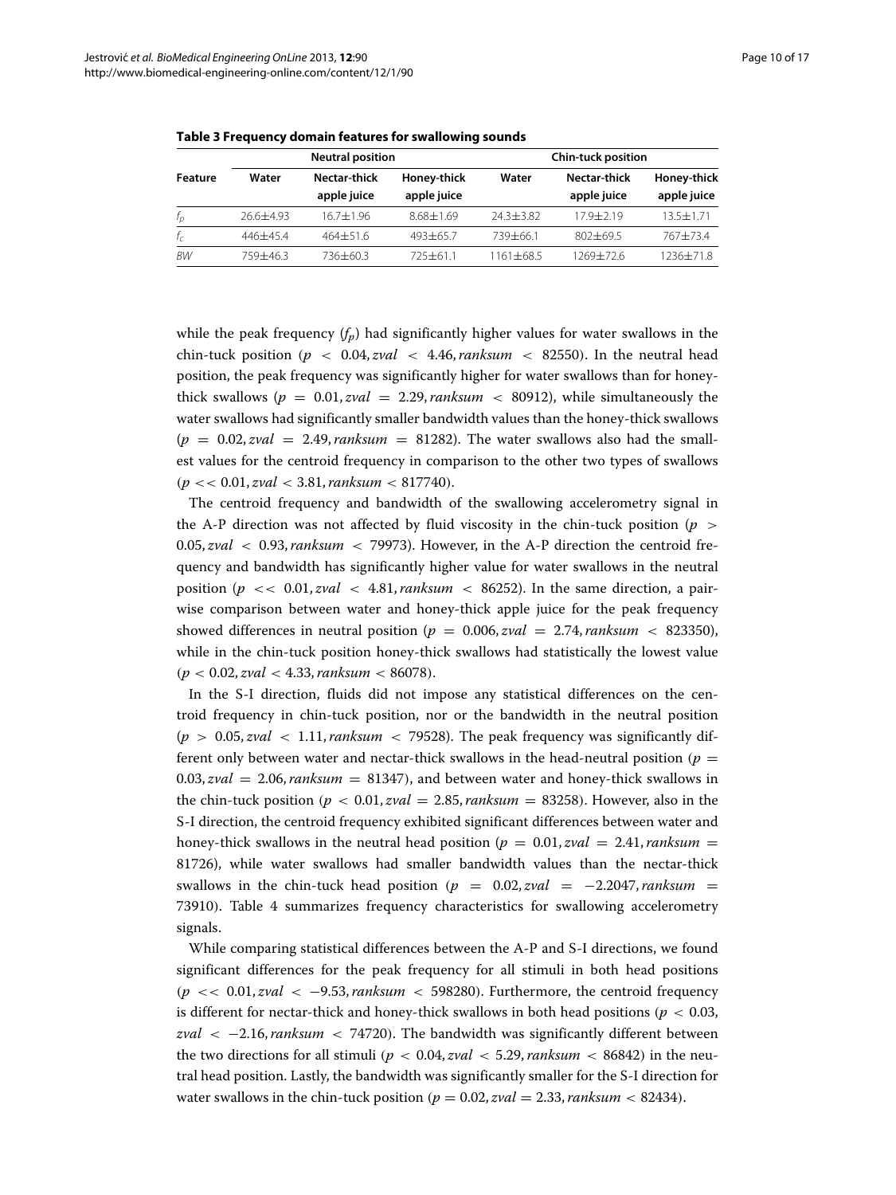**Table 3 Frequency domain features for swallowing sounds**

| Feature | Neutral position | | | Chin-tuck position | | |
|---|---|---|---|---|---|---|
| | Water | Nectar-thick apple juice | Honey-thick apple juice | Water | Nectar-thick apple juice | Honey-thick apple juice |
| $f_p$ | 26.6±4.93 | 16.7±1.96 | 8.68±1.69 | 24.3±3.82 | 17.9±2.19 | 13.5±1.71 |
| $f_c$ | 446±45.4 | 464±51.6 | 493±65.7 | 739±66.1 | 802±69.5 | 767±73.4 |
| $BW$ | 759±46.3 | 736±60.3 | 725±61.1 | 1161±68.5 | 1269±72.6 | 1236±71.8 |

while the peak frequency ($f_p$) had significantly higher values for water swallows in the chin-tuck position ($p < 0.04, zval < 4.46, ranksum < 82550$). In the neutral head position, the peak frequency was significantly higher for water swallows than for honey-thick swallows ($p = 0.01, zval = 2.29, ranksum < 80912$), while simultaneously the water swallows had significantly smaller bandwidth values than the honey-thick swallows ($p = 0.02, zval = 2.49, ranksum = 81282$). The water swallows also had the smallest values for the centroid frequency in comparison to the other two types of swallows ($p << 0.01, zval < 3.81, ranksum < 817740$).

The centroid frequency and bandwidth of the swallowing accelerometry signal in the A-P direction was not affected by fluid viscosity in the chin-tuck position ($p > 0.05, zval < 0.93, ranksum < 79973$). However, in the A-P direction the centroid frequency and bandwidth has significantly higher value for water swallows in the neutral position ($p << 0.01, zval < 4.81, ranksum < 86252$). In the same direction, a pairwise comparison between water and honey-thick apple juice for the peak frequency showed differences in neutral position ($p = 0.006, zval = 2.74, ranksum < 823350$), while in the chin-tuck position honey-thick swallows had statistically the lowest value ($p < 0.02, zval < 4.33, ranksum < 86078$).

In the S-I direction, fluids did not impose any statistical differences on the centroid frequency in chin-tuck position, nor or the bandwidth in the neutral position ($p > 0.05, zval < 1.11, ranksum < 79528$). The peak frequency was significantly different only between water and nectar-thick swallows in the head-neutral position ($p = 0.03, zval = 2.06, ranksum = 81347$), and between water and honey-thick swallows in the chin-tuck position ($p < 0.01, zval = 2.85, ranksum = 83258$). However, also in the S-I direction, the centroid frequency exhibited significant differences between water and honey-thick swallows in the neutral head position ($p = 0.01, zval = 2.41, ranksum = 81726$), while water swallows had smaller bandwidth values than the nectar-thick swallows in the chin-tuck head position ($p = 0.02, zval = -2.2047, ranksum = 73910$). Table 4 summarizes frequency characteristics for swallowing accelerometry signals.

While comparing statistical differences between the A-P and S-I directions, we found significant differences for the peak frequency for all stimuli in both head positions ($p << 0.01, zval < -9.53, ranksum < 598280$). Furthermore, the centroid frequency is different for nectar-thick and honey-thick swallows in both head positions ($p < 0.03$, $zval < -2.16, ranksum < 74720$). The bandwidth was significantly different between the two directions for all stimuli ($p < 0.04, zval < 5.29, ranksum < 86842$) in the neutral head position. Lastly, the bandwidth was significantly smaller for the S-I direction for water swallows in the chin-tuck position ($p = 0.02, zval = 2.33, ranksum < 82434$).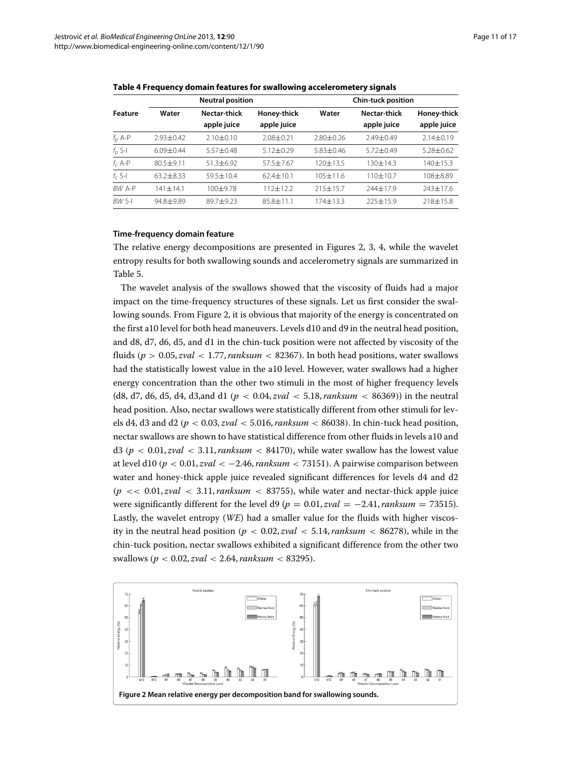**Table 4 Frequency domain features for swallowing accelerometery signals**

| Feature | Neutral position | | | Chin-tuck position | | |
|---|---|---|---|---|---|---|
| | Water | Nectar-thick apple juice | Honey-thick apple juice | Water | Nectar-thick apple juice | Honey-thick apple juice |
| $f_p$ A-P | 2.93±0.42 | 2.10±0.10 | 2.08±0.21 | 2.80±0.26 | 2.49±0.49 | 2.14±0.19 |
| $f_p$ S-I | 6.09±0.44 | 5.57±0.48 | 5.12±0.29 | 5.83±0.46 | 5.72±0.49 | 5.28±0.62 |
| $f_c$ A-P | 80.5±9.11 | 51.3±6.92 | 57.5±7.67 | 120±13.5 | 130±14.3 | 140±15.3 |
| $f_c$ S-I | 63.2±8.33 | 59.5±10.4 | 62.4±10.1 | 105±11.6 | 110±10.7 | 108±8.89 |
| *BW* A-P | 141±14.1 | 100±9.78 | 112±12.2 | 215±15.7 | 244±17.9 | 243±17.6 |
| *BW* S-I | 94.8±9.89 | 89.7±9.23 | 85.8±11.1 | 174±13.3 | 225±15.9 | 218±15.8 |

#### Time-frequency domain feature

The relative energy decompositions are presented in Figures 2, 3, 4, while the wavelet entropy results for both swallowing sounds and accelerometry signals are summarized in Table 5.

The wavelet analysis of the swallows showed that the viscosity of fluids had a major impact on the time-frequency structures of these signals. Let us first consider the swallowing sounds. From Figure 2, it is obvious that majority of the energy is concentrated on the first a10 level for both head maneuvers. Levels d10 and d9 in the neutral head position, and d8, d7, d6, d5, and d1 in the chin-tuck position were not affected by viscosity of the fluids ($p > 0.05, zval < 1.77, ranksum < 82367$). In both head positions, water swallows had the statistically lowest value in the a10 level. However, water swallows had a higher energy concentration than the other two stimuli in the most of higher frequency levels (d8, d7, d6, d5, d4, d3,and d1 ($p < 0.04, zval < 5.18, ranksum < 86369$)) in the neutral head position. Also, nectar swallows were statistically different from other stimuli for levels d4, d3 and d2 ($p < 0.03, zval < 5.016, ranksum < 86038$). In chin-tuck head position, nectar swallows are shown to have statistical difference from other fluids in levels a10 and d3 ($p < 0.01, zval < 3.11, ranksum < 84170$), while water swallow has the lowest value at level d10 ($p < 0.01, zval < -2.46, ranksum < 73151$). A pairwise comparison between water and honey-thick apple juice revealed significant differences for levels d4 and d2 ($p << 0.01, zval < 3.11, ranksum < 83755$), while water and nectar-thick apple juice were significantly different for the level d9 ($p = 0.01, zval = -2.41, ranksum = 73515$). Lastly, the wavelet entropy (*WE*) had a smaller value for the fluids with higher viscosity in the neutral head position ($p < 0.02, zval < 5.14, ranksum < 86278$), while in the chin-tuck position, nectar swallows exhibited a significant difference from the other two swallows ($p < 0.02, zval < 2.64, ranksum < 83295$).

**Figure 2 Mean relative energy per decomposition band for swallowing sounds.**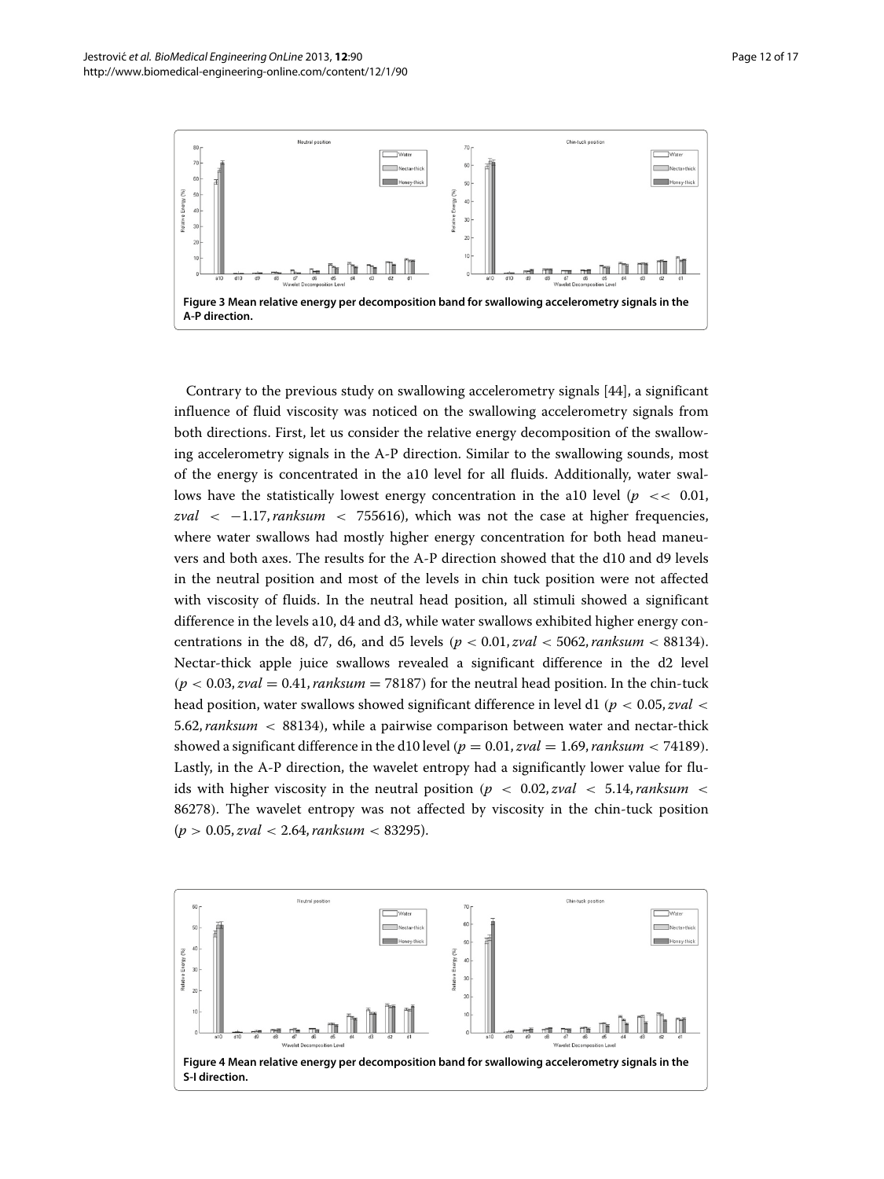**Figure 3 Mean relative energy per decomposition band for swallowing accelerometry signals in the A-P direction.**

Contrary to the previous study on swallowing accelerometry signals [44], a significant influence of fluid viscosity was noticed on the swallowing accelerometry signals from both directions. First, let us consider the relative energy decomposition of the swallowing accelerometry signals in the A-P direction. Similar to the swallowing sounds, most of the energy is concentrated in the a10 level for all fluids. Additionally, water swallows have the statistically lowest energy concentration in the a10 level ($p << 0.01$, $zval < -1.17, ranksum < 755616$), which was not the case at higher frequencies, where water swallows had mostly higher energy concentration for both head maneuvers and both axes. The results for the A-P direction showed that the d10 and d9 levels in the neutral position and most of the levels in chin tuck position were not affected with viscosity of fluids. In the neutral head position, all stimuli showed a significant difference in the levels a10, d4 and d3, while water swallows exhibited higher energy concentrations in the d8, d7, d6, and d5 levels ($p < 0.01, zval < 5062, ranksum < 88134$). Nectar-thick apple juice swallows revealed a significant difference in the d2 level ($p < 0.03, zval = 0.41, ranksum = 78187$) for the neutral head position. In the chin-tuck head position, water swallows showed significant difference in level d1 ($p < 0.05, zval < 5.62, ranksum < 88134$), while a pairwise comparison between water and nectar-thick showed a significant difference in the d10 level ($p = 0.01, zval = 1.69, ranksum < 74189$). Lastly, in the A-P direction, the wavelet entropy had a significantly lower value for fluids with higher viscosity in the neutral position ($p < 0.02, zval < 5.14, ranksum < 86278$). The wavelet entropy was not affected by viscosity in the chin-tuck position ($p > 0.05, zval < 2.64, ranksum < 83295$).

**Figure 4 Mean relative energy per decomposition band for swallowing accelerometry signals in the S-I direction.**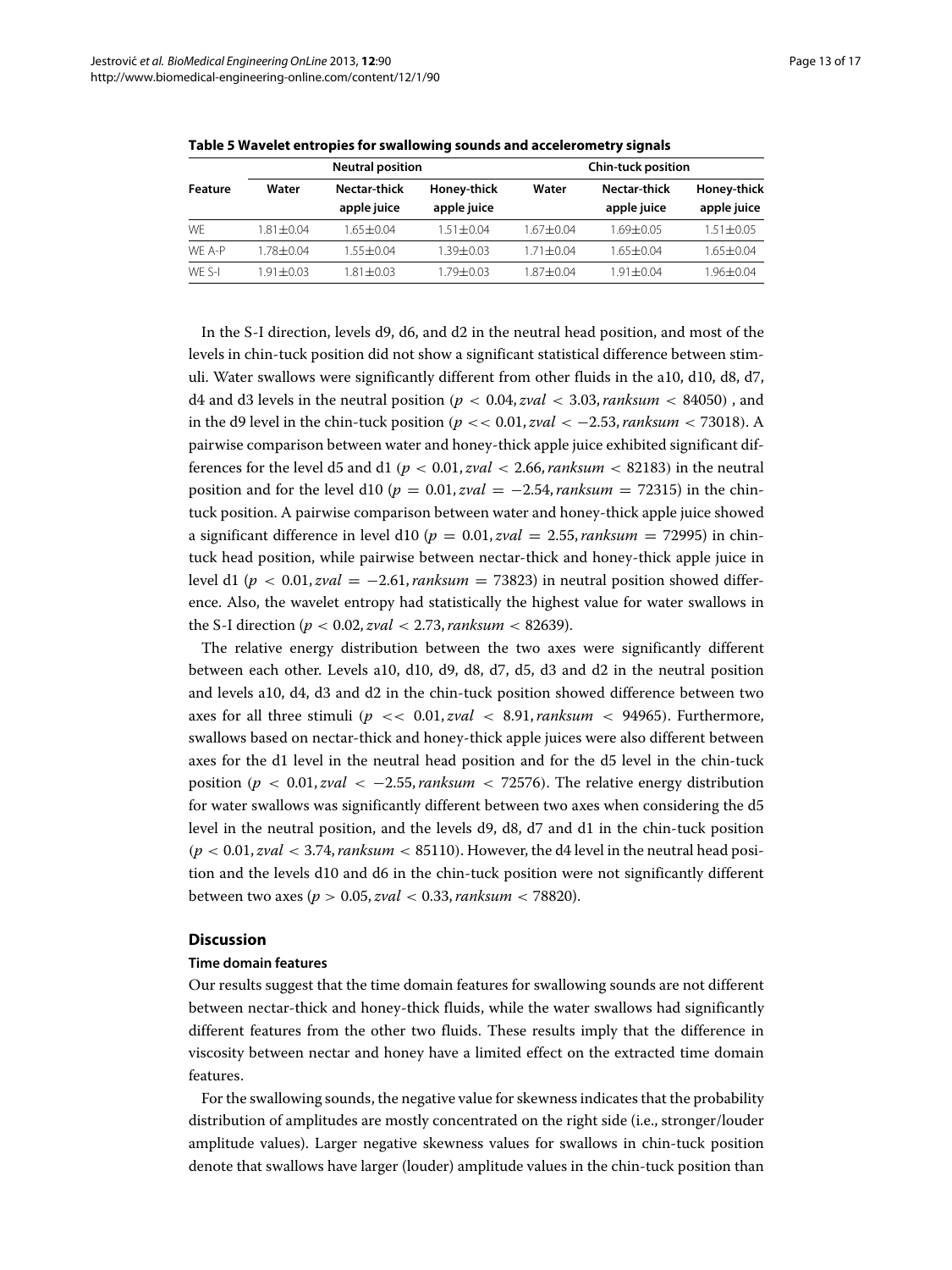**Table 5 Wavelet entropies for swallowing sounds and accelerometry signals**

| Feature | Neutral position | | | Chin-tuck position | | |
|---|---|---|---|---|---|---|
| | Water | Nectar-thick apple juice | Honey-thick apple juice | Water | Nectar-thick apple juice | Honey-thick apple juice |
| WE | 1.81±0.04 | 1.65±0.04 | 1.51±0.04 | 1.67±0.04 | 1.69±0.05 | 1.51±0.05 |
| WE A-P | 1.78±0.04 | 1.55±0.04 | 1.39±0.03 | 1.71±0.04 | 1.65±0.04 | 1.65±0.04 |
| WE S-I | 1.91±0.03 | 1.81±0.03 | 1.79±0.03 | 1.87±0.04 | 1.91±0.04 | 1.96±0.04 |

In the S-I direction, levels d9, d6, and d2 in the neutral head position, and most of the levels in chin-tuck position did not show a significant statistical difference between stimuli. Water swallows were significantly different from other fluids in the a10, d10, d8, d7, d4 and d3 levels in the neutral position ($p < 0.04, zval < 3.03, ranksum < 84050$) , and in the d9 level in the chin-tuck position ($p << 0.01, zval < -2.53, ranksum < 73018$). A pairwise comparison between water and honey-thick apple juice exhibited significant differences for the level d5 and d1 ($p < 0.01, zval < 2.66, ranksum < 82183$) in the neutral position and for the level d10 ($p = 0.01, zval = -2.54, ranksum = 72315$) in the chin-tuck position. A pairwise comparison between water and honey-thick apple juice showed a significant difference in level d10 ($p = 0.01, zval = 2.55, ranksum = 72995$) in chin-tuck head position, while pairwise between nectar-thick and honey-thick apple juice in level d1 ($p < 0.01, zval = -2.61, ranksum = 73823$) in neutral position showed difference. Also, the wavelet entropy had statistically the highest value for water swallows in the S-I direction ($p < 0.02, zval < 2.73, ranksum < 82639$).

The relative energy distribution between the two axes were significantly different between each other. Levels a10, d10, d9, d8, d7, d5, d3 and d2 in the neutral position and levels a10, d4, d3 and d2 in the chin-tuck position showed difference between two axes for all three stimuli ($p << 0.01, zval < 8.91, ranksum < 94965$). Furthermore, swallows based on nectar-thick and honey-thick apple juices were also different between axes for the d1 level in the neutral head position and for the d5 level in the chin-tuck position ($p < 0.01, zval < -2.55, ranksum < 72576$). The relative energy distribution for water swallows was significantly different between two axes when considering the d5 level in the neutral position, and the levels d9, d8, d7 and d1 in the chin-tuck position ($p < 0.01, zval < 3.74, ranksum < 85110$). However, the d4 level in the neutral head position and the levels d10 and d6 in the chin-tuck position were not significantly different between two axes ($p > 0.05, zval < 0.33, ranksum < 78820$).

## Discussion

### Time domain features

Our results suggest that the time domain features for swallowing sounds are not different between nectar-thick and honey-thick fluids, while the water swallows had significantly different features from the other two fluids. These results imply that the difference in viscosity between nectar and honey have a limited effect on the extracted time domain features.

For the swallowing sounds, the negative value for skewness indicates that the probability distribution of amplitudes are mostly concentrated on the right side (i.e., stronger/louder amplitude values). Larger negative skewness values for swallows in chin-tuck position denote that swallows have larger (louder) amplitude values in the chin-tuck position than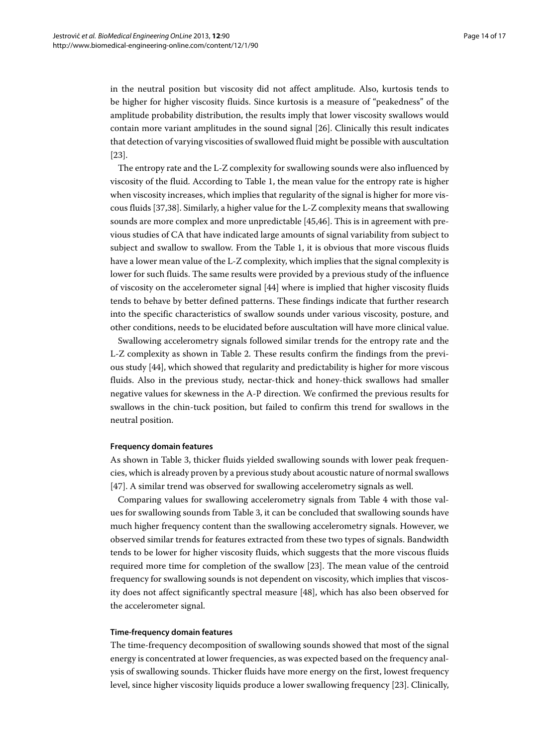in the neutral position but viscosity did not affect amplitude. Also, kurtosis tends to be higher for higher viscosity fluids. Since kurtosis is a measure of "peakedness" of the amplitude probability distribution, the results imply that lower viscosity swallows would contain more variant amplitudes in the sound signal [26]. Clinically this result indicates that detection of varying viscosities of swallowed fluid might be possible with auscultation [23].

The entropy rate and the L-Z complexity for swallowing sounds were also influenced by viscosity of the fluid. According to Table 1, the mean value for the entropy rate is higher when viscosity increases, which implies that regularity of the signal is higher for more viscous fluids [37,38]. Similarly, a higher value for the L-Z complexity means that swallowing sounds are more complex and more unpredictable [45,46]. This is in agreement with previous studies of CA that have indicated large amounts of signal variability from subject to subject and swallow to swallow. From the Table 1, it is obvious that more viscous fluids have a lower mean value of the L-Z complexity, which implies that the signal complexity is lower for such fluids. The same results were provided by a previous study of the influence of viscosity on the accelerometer signal [44] where is implied that higher viscosity fluids tends to behave by better defined patterns. These findings indicate that further research into the specific characteristics of swallow sounds under various viscosity, posture, and other conditions, needs to be elucidated before auscultation will have more clinical value.

Swallowing accelerometry signals followed similar trends for the entropy rate and the L-Z complexity as shown in Table 2. These results confirm the findings from the previous study [44], which showed that regularity and predictability is higher for more viscous fluids. Also in the previous study, nectar-thick and honey-thick swallows had smaller negative values for skewness in the A-P direction. We confirmed the previous results for swallows in the chin-tuck position, but failed to confirm this trend for swallows in the neutral position.

#### Frequency domain features

As shown in Table 3, thicker fluids yielded swallowing sounds with lower peak frequencies, which is already proven by a previous study about acoustic nature of normal swallows [47]. A similar trend was observed for swallowing accelerometry signals as well.

Comparing values for swallowing accelerometry signals from Table 4 with those values for swallowing sounds from Table 3, it can be concluded that swallowing sounds have much higher frequency content than the swallowing accelerometry signals. However, we observed similar trends for features extracted from these two types of signals. Bandwidth tends to be lower for higher viscosity fluids, which suggests that the more viscous fluids required more time for completion of the swallow [23]. The mean value of the centroid frequency for swallowing sounds is not dependent on viscosity, which implies that viscosity does not affect significantly spectral measure [48], which has also been observed for the accelerometer signal.

#### Time-frequency domain features

The time-frequency decomposition of swallowing sounds showed that most of the signal energy is concentrated at lower frequencies, as was expected based on the frequency analysis of swallowing sounds. Thicker fluids have more energy on the first, lowest frequency level, since higher viscosity liquids produce a lower swallowing frequency [23]. Clinically,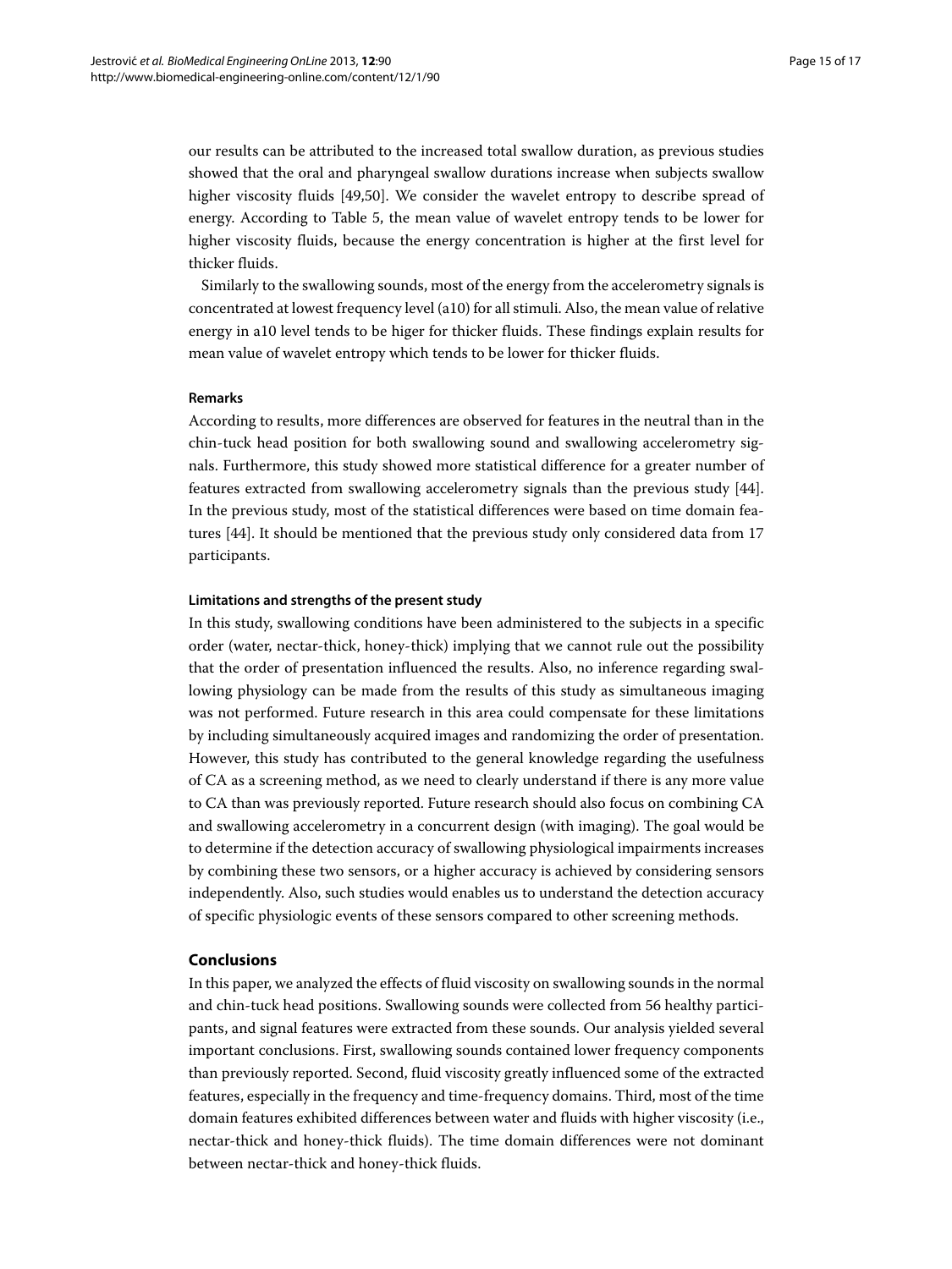our results can be attributed to the increased total swallow duration, as previous studies showed that the oral and pharyngeal swallow durations increase when subjects swallow higher viscosity fluids [49,50]. We consider the wavelet entropy to describe spread of energy. According to Table 5, the mean value of wavelet entropy tends to be lower for higher viscosity fluids, because the energy concentration is higher at the first level for thicker fluids.

Similarly to the swallowing sounds, most of the energy from the accelerometry signals is concentrated at lowest frequency level (a10) for all stimuli. Also, the mean value of relative energy in a10 level tends to be higer for thicker fluids. These findings explain results for mean value of wavelet entropy which tends to be lower for thicker fluids.

#### Remarks

According to results, more differences are observed for features in the neutral than in the chin-tuck head position for both swallowing sound and swallowing accelerometry signals. Furthermore, this study showed more statistical difference for a greater number of features extracted from swallowing accelerometry signals than the previous study [44]. In the previous study, most of the statistical differences were based on time domain features [44]. It should be mentioned that the previous study only considered data from 17 participants.

#### Limitations and strengths of the present study

In this study, swallowing conditions have been administered to the subjects in a specific order (water, nectar-thick, honey-thick) implying that we cannot rule out the possibility that the order of presentation influenced the results. Also, no inference regarding swallowing physiology can be made from the results of this study as simultaneous imaging was not performed. Future research in this area could compensate for these limitations by including simultaneously acquired images and randomizing the order of presentation. However, this study has contributed to the general knowledge regarding the usefulness of CA as a screening method, as we need to clearly understand if there is any more value to CA than was previously reported. Future research should also focus on combining CA and swallowing accelerometry in a concurrent design (with imaging). The goal would be to determine if the detection accuracy of swallowing physiological impairments increases by combining these two sensors, or a higher accuracy is achieved by considering sensors independently. Also, such studies would enables us to understand the detection accuracy of specific physiologic events of these sensors compared to other screening methods.

## Conclusions

In this paper, we analyzed the effects of fluid viscosity on swallowing sounds in the normal and chin-tuck head positions. Swallowing sounds were collected from 56 healthy participants, and signal features were extracted from these sounds. Our analysis yielded several important conclusions. First, swallowing sounds contained lower frequency components than previously reported. Second, fluid viscosity greatly influenced some of the extracted features, especially in the frequency and time-frequency domains. Third, most of the time domain features exhibited differences between water and fluids with higher viscosity (i.e., nectar-thick and honey-thick fluids). The time domain differences were not dominant between nectar-thick and honey-thick fluids.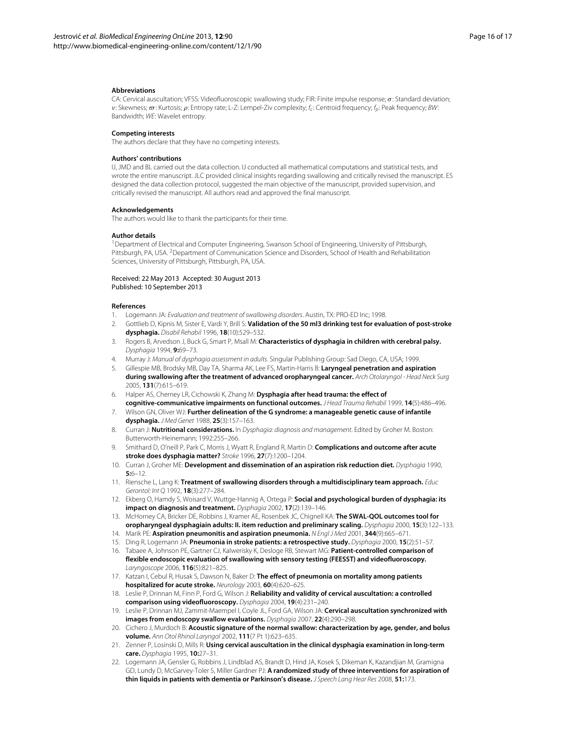### Abbreviations

CA: Cervical auscultation; VFSS: Videofluoroscopic swallowing study; FIR: Finite impulse response; $\sigma$: Standard deviation; $\nu$: Skewness; $\varpi$: Kurtosis; $\rho$: Entropy rate; L-Z: Lempel-Ziv complexity; $f_c$: Centroid frequency; $f_p$: Peak frequency; *BW*: Bandwidth; *WE*: Wavelet entropy.

### Competing interests

The authors declare that they have no competing interests.

### Authors' contributions

IJ, JMD and BL carried out the data collection. IJ conducted all mathematical computations and statistical tests, and wrote the entire manuscript. JLC provided clinical insights regarding swallowing and critically revised the manuscript. ES designed the data collection protocol, suggested the main objective of the manuscript, provided supervision, and critically revised the manuscript. All authors read and approved the final manuscript.

### Acknowledgements

The authors would like to thank the participants for their time.

### Author details

[1]Department of Electrical and Computer Engineering, Swanson School of Engineering, University of Pittsburgh, Pittsburgh, PA, USA. [2]Department of Communication Science and Disorders, School of Health and Rehabilitation Sciences, University of Pittsburgh, Pittsburgh, PA, USA.

Received: 22 May 2013 Accepted: 30 August 2013
Published: 10 September 2013

### References

1. Logemann JA: *Evaluation and treatment of swallowing disorders*. Austin, TX: PRO-ED Inc; 1998.
2. Gottlieb D, Kipnis M, Sister E, Vardi Y, Brill S: **Validation of the 50 ml3 drinking test for evaluation of post-stroke dysphagia.** *Disabil Rehabil* 1996, **18**(10):529–532.
3. Rogers B, Arvedson J, Buck G, Smart P, Msall M: **Characteristics of dysphagia in children with cerebral palsy.** *Dysphagia* 1994, **9:**69–73.
4. Murray J: *Manual of dysphagia assessment in adults*. Singular Publishing Group: Sad Diego, CA, USA; 1999.
5. Gillespie MB, Brodsky MB, Day TA, Sharma AK, Lee FS, Martin-Harris B: **Laryngeal penetration and aspiration during swallowing after the treatment of advanced oropharyngeal cancer.** *Arch Otolaryngol - Head Neck Surg* 2005, **131**(7):615–619.
6. Halper AS, Cherney LR, Cichowski K, Zhang M: **Dysphagia after head trauma: the effect of cognitive-communicative impairments on functional outcomes.** *J Head Trauma Rehabil* 1999, **14**(5):486–496.
7. Wilson GN, Oliver WJ: **Further delineation of the G syndrome: a manageable genetic cause of infantile dysphagia.** *J Med Genet* 1988, **25**(3):157–163.
8. Curran J: **Nutritional considerations.** In *Dysphagia: diagnosis and management*. Edited by Groher M. Boston: Butterworth-Heinemann; 1992:255–266.
9. Smithard D, O'neill P, Park C, Morris J, Wyatt R, England R, Martin D: **Complications and outcome after acute stroke does dysphagia matter?** *Stroke* 1996, **27**(7):1200–1204.
10. Curran J, Groher ME: **Development and dissemination of an aspiration risk reduction diet.** *Dysphagia* 1990, **5:**6–12.
11. Riensche L, Lang K: **Treatment of swallowing disorders through a multidisciplinary team approach.** *Educ Gerontol: Int Q* 1992, **18**(3):277–284.
12. Ekberg O, Hamdy S, Woisard V, Wuttge-Hannig A, Ortega P: **Social and psychological burden of dysphagia: its impact on diagnosis and treatment.** *Dysphagia* 2002, **17**(2):139–146.
13. McHorney CA, Bricker DE, Robbins J, Kramer AE, Rosenbek JC, Chignell KA: **The SWAL-QOL outcomes tool for oropharyngeal dysphagiain adults: II. item reduction and preliminary scaling.** *Dysphagia* 2000, **15**(3):122–133.
14. Marik PE: **Aspiration pneumonitis and aspiration pneumonia.** *N Engl J Med* 2001, **344**(9):665–671.
15. Ding R, Logemann JA: **Pneumonia in stroke patients: a retrospective study.** *Dysphagia* 2000, **15**(2):51–57.
16. Tabaee A, Johnson PE, Gartner CJ, Kalwerisky K, Desloge RB, Stewart MG: **Patient-controlled comparison of flexible endoscopic evaluation of swallowing with sensory testing (FEESST) and videofluoroscopy.** *Laryngoscope* 2006, **116**(5):821–825.
17. Katzan I, Cebul R, Husak S, Dawson N, Baker D: **The effect of pneumonia on mortality among patients hospitalized for acute stroke.** *Neurology* 2003, **60**(4):620–625.
18. Leslie P, Drinnan M, Finn P, Ford G, Wilson J: **Reliability and validity of cervical auscultation: a controlled comparison using videofluoroscopy.** *Dysphagia* 2004, **19**(4):231–240.
19. Leslie P, Drinnan MJ, Zammit-Maempel I, Coyle JL, Ford GA, Wilson JA: **Cervical auscultation synchronized with images from endoscopy swallow evaluations.** *Dysphagia* 2007, **22**(4):290–298.
20. Cichero J, Murdoch B: **Acoustic signature of the normal swallow: characterization by age, gender, and bolus volume.** *Ann Otol Rhinol Laryngol* 2002, **111**(7 Pt 1):623–635.
21. Zenner P, Losinski D, Mills R: **Using cervical auscultation in the clinical dysphagia examination in long-term care.** *Dysphagia* 1995, **10:**27–31.
22. Logemann JA, Gensler G, Robbins J, Lindblad AS, Brandt D, Hind JA, Kosek S, Dikeman K, Kazandjian M, Gramigna GD, Lundy D, McGarvey-Toler S, Miller Gardner PJ: **A randomized study of three interventions for aspiration of thin liquids in patients with dementia or Parkinson's disease.** *J Speech Lang Hear Res* 2008, **51:**173.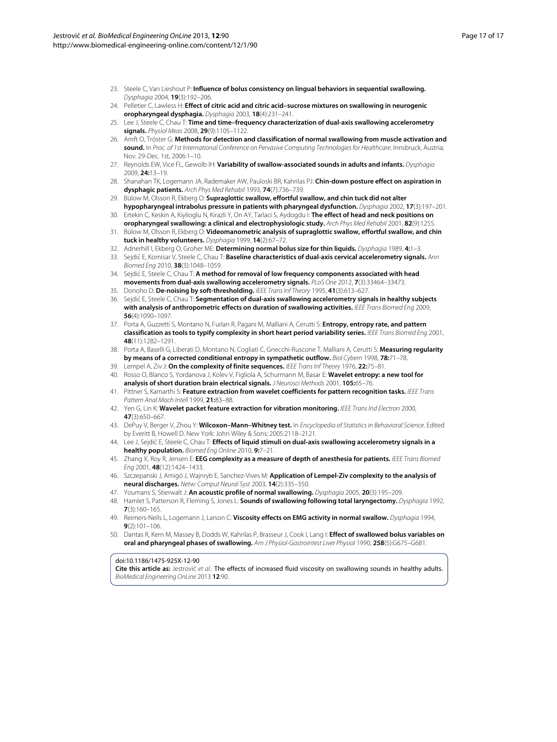23. Steele C, Van Lieshout P: **Influence of bolus consistency on lingual behaviors in sequential swallowing.** *Dysphagia* 2004, **19**(3):192–206.
24. Pelletier C, Lawless H: **Effect of citric acid and citric acid–sucrose mixtures on swallowing in neurogenic oropharyngeal dysphagia.** *Dysphagia* 2003, **18**(4):231–241.
25. Lee J, Steele C, Chau T: **Time and time–frequency characterization of dual-axis swallowing accelerometry signals.** *Physiol Meas* 2008, **29**(9):1105–1122.
26. Amft O, Tröster G: **Methods for detection and classification of normal swallowing from muscle activation and sound.** In *Proc. of 1st International Conference on Pervasive Computing Technologies for Healthcare*. Innsbruck, Austria; Nov. 29-Dec. 1st, 2006:1–10.
27. Reynolds EW, Vice FL, Gewolb IH: **Variability of swallow-associated sounds in adults and infants.** *Dysphagia* 2009, **24:**13–19.
28. Shanahan TK, Logemann JA, Rademaker AW, Pauloski BR, Kahrilas PJ: **Chin-down posture effect on aspiration in dysphagic patients.** *Arch Phys Med Rehabil* 1993, **74**(7):736–739.
29. Bülow M, Olsson R, Ekberg O: **Supraglottic swallow, effortful swallow, and chin tuck did not alter hypopharyngeal intrabolus pressure in patients with pharyngeal dysfunction.** *Dysphagia* 2002, **17**(3):197–201.
30. Ertekin C, Keskin A, Kiylioglu N, Kirazli Y, On AY, Tarlaci S, Aydogdu I: **The effect of head and neck positions on oropharyngeal swallowing: a clinical and electrophysiologic study.** *Arch Phys Med Rehabil* 2001, **82**(9):1255.
31. Bülow M, Olsson R, Ekberg O: **Videomanometric analysis of supraglottic swallow, effortful swallow, and chin tuck in healthy volunteers.** *Dysphagia* 1999, **14**(2):67–72.
32. Adnerhill I, Ekberg O, Groher ME: **Determining normal bolus size for thin liquids.** *Dysphagia* 1989, **4:**1–3.
33. Sejdić E, Komisar V, Steele C, Chau T: **Baseline characteristics of dual-axis cervical accelerometry signals.** *Ann Biomed Eng* 2010, **38**(3):1048–1059.
34. Sejdić E, Steele C, Chau T: **A method for removal of low frequency components associated with head movements from dual-axis swallowing accelerometry signals.** *PLoS One* 2012, **7**(3):33464–33473.
35. Donoho D: **De-noising by soft-thresholding.** *IEEE Trans Inf Theory* 1995, **41**(3):613–627.
36. Sejdić E, Steele C, Chau T: **Segmentation of dual-axis swallowing accelerometry signals in healthy subjects with analysis of anthropometric effects on duration of swallowing activities.** *IEEE Trans Biomed Eng* 2009, **56**(4):1090–1097.
37. Porta A, Guzzetti S, Montano N, Furlan R, Pagani M, Malliani A, Cerutti S: **Entropy, entropy rate, and pattern classification as tools to typify complexity in short heart period variability series.** *IEEE Trans Biomed Eng* 2001, **48**(11):1282–1291.
38. Porta A, Baselli G, Liberati D, Montano N, Cogliati C, Gnecchi-Ruscone T, Malliani A, Cerutti S: **Measuring regularity by means of a corrected conditional entropy in sympathetic outflow.** *Biol Cybern* 1998, **78:**71–78.
39. Lempel A, Ziv J: **On the complexity of finite sequences.** *IEEE Trans Inf Theory* 1976, **22:**75–81.
40. Rosso O, Blanco S, Yordanova J, Kolev V, Figliola A, Schurmann M, Basar E: **Wavelet entropy: a new tool for analysis of short duration brain electrical signals.** *J Neurosci Methods* 2001, **105:**65–76.
41. Pittner S, Kamarthi S: **Feature extraction from wavelet coefficients for pattern recognition tasks.** *IEEE Trans Pattern Anal Mach Intell* 1999, **21:**83–88.
42. Yen G, Lin K: **Wavelet packet feature extraction for vibration monitoring.** *IEEE Trans Ind Electron* 2000, **47**(3):650–667.
43. DePuy V, Berger V, Zhou Y: **Wilcoxon–Mann–Whitney test.** In *Encyclopedia of Statistics in Behavioral Science*. Edited by Everitt B, Howell D. New York: John Wiley & Sons; 2005:2118–2121.
44. Lee J, Sejdić E, Steele C, Chau T: **Effects of liquid stimuli on dual-axis swallowing accelerometry signals in a healthy population.** *Biomed Eng Online* 2010, **9:**7–21.
45. Zhang X, Roy R, Jensen E: **EEG complexity as a measure of depth of anesthesia for patients.** *IEEE Trans Biomed Eng* 2001, **48**(12):1424–1433.
46. Szczepanski J, Amigó J, Wajnryb E, Sanchez-Vives M: **Application of Lempel-Ziv complexity to the analysis of neural discharges.** *Netw: Comput Neural Syst* 2003, **14**(2):335–350.
47. Youmans S, Stierwalt J: **An acoustic profile of normal swallowing.** *Dysphagia* 2005, **20**(3):195–209.
48. Hamlet S, Patterson R, Fleming S, Jones L: **Sounds of swallowing following total laryngectomy.** *Dysphagia* 1992, **7**(3):160–165.
49. Reimers-Neils L, Logemann J, Larson C: **Viscosity effects on EMG activity in normal swallow.** *Dysphagia* 1994, **9**(2):101–106.
50. Dantas R, Kern M, Massey B, Dodds W, Kahrilas P, Brasseur J, Cook I, Lang I: **Effect of swallowed bolus variables on oral and pharyngeal phases of swallowing.** *Am J Physiol-Gastrointest Liver Physiol* 1990, **258**(5):G675–G681.

doi:10.1186/1475-925X-12-90

**Cite this article as:** Jestrović *et al.*: The effects of increased fluid viscosity on swallowing sounds in healthy adults. *BioMedical Engineering OnLine* 2013 **12**:90.